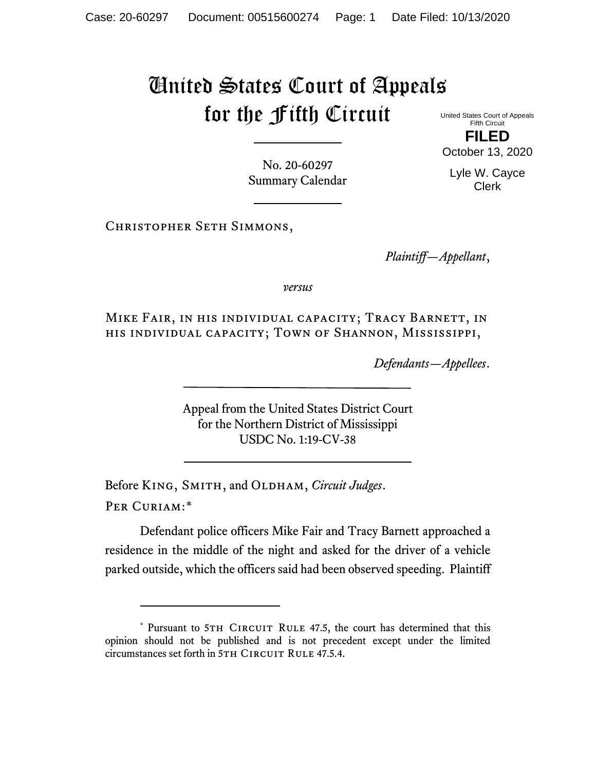# United States Court of Appeals for the Fifth Circuit

United States Court of Appeals
Fifth Circuit

**FILED**

October 13, 2020

Lyle W. Cayce
Clerk

No. 20-60297
Summary Calendar

CHRISTOPHER SETH SIMMONS,

*Plaintiff—Appellant*,

*versus*

MIKE FAIR, IN HIS INDIVIDUAL CAPACITY; TRACY BARNETT, IN HIS INDIVIDUAL CAPACITY; TOWN OF SHANNON, MISSISSIPPI,

*Defendants—Appellees*.

Appeal from the United States District Court
for the Northern District of Mississippi
USDC No. 1:19-CV-38

Before KING, SMITH, and OLDHAM, *Circuit Judges*.

PER CURIAM:*

Defendant police officers Mike Fair and Tracy Barnett approached a residence in the middle of the night and asked for the driver of a vehicle parked outside, which the officers said had been observed speeding. Plaintiff

---

* Pursuant to 5TH CIRCUIT RULE 47.5, the court has determined that this opinion should not be published and is not precedent except under the limited circumstances set forth in 5TH CIRCUIT RULE 47.5.4.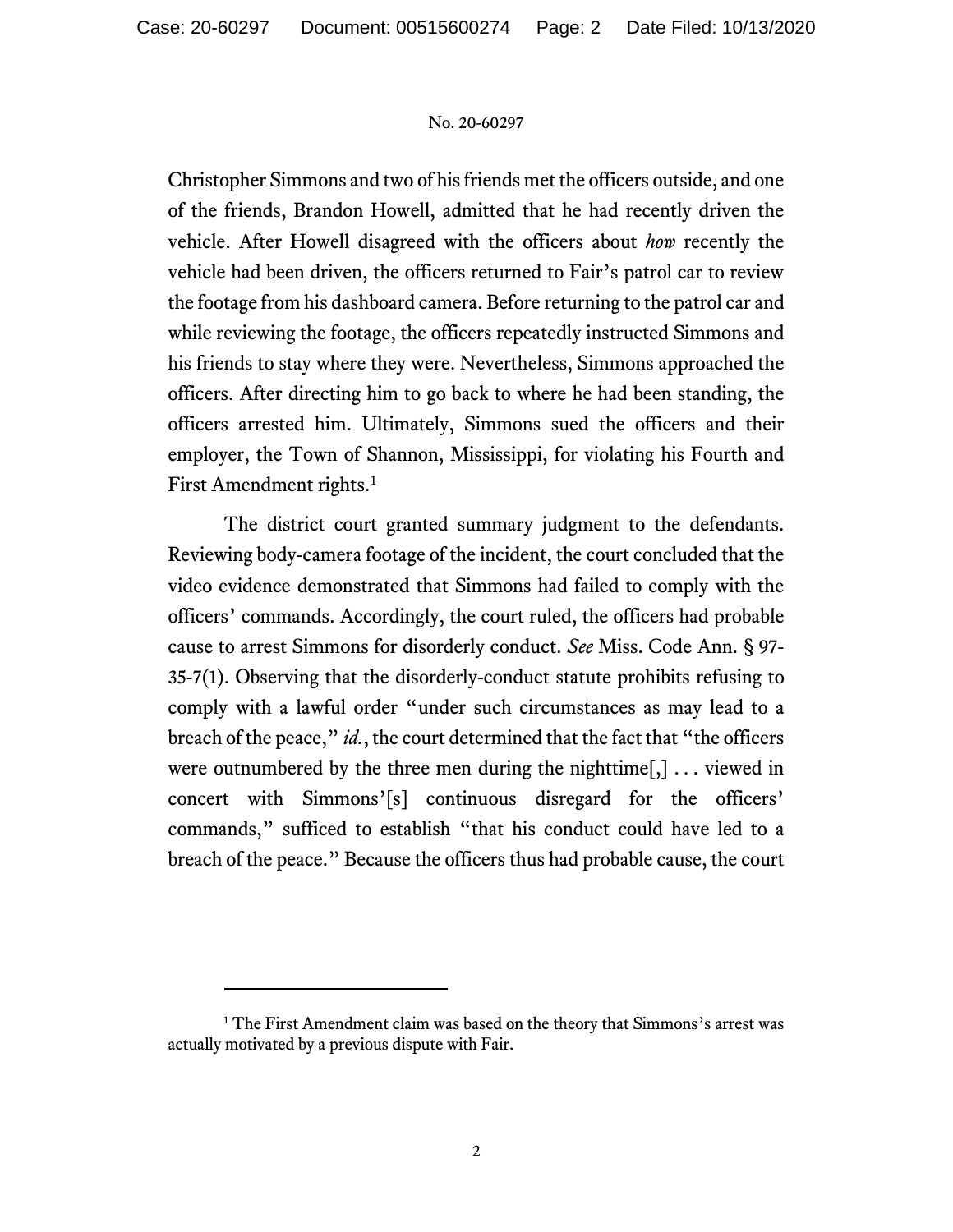Christopher Simmons and two of his friends met the officers outside, and one of the friends, Brandon Howell, admitted that he had recently driven the vehicle. After Howell disagreed with the officers about *how* recently the vehicle had been driven, the officers returned to Fair's patrol car to review the footage from his dashboard camera. Before returning to the patrol car and while reviewing the footage, the officers repeatedly instructed Simmons and his friends to stay where they were. Nevertheless, Simmons approached the officers. After directing him to go back to where he had been standing, the officers arrested him. Ultimately, Simmons sued the officers and their employer, the Town of Shannon, Mississippi, for violating his Fourth and First Amendment rights.[1]

The district court granted summary judgment to the defendants. Reviewing body-camera footage of the incident, the court concluded that the video evidence demonstrated that Simmons had failed to comply with the officers' commands. Accordingly, the court ruled, the officers had probable cause to arrest Simmons for disorderly conduct. *See* Miss. Code Ann. § 97-35-7(1). Observing that the disorderly-conduct statute prohibits refusing to comply with a lawful order "under such circumstances as may lead to a breach of the peace," *id.*, the court determined that the fact that "the officers were outnumbered by the three men during the nighttime[,] . . . viewed in concert with Simmons'[s] continuous disregard for the officers' commands," sufficed to establish "that his conduct could have led to a breach of the peace." Because the officers thus had probable cause, the court

[1] The First Amendment claim was based on the theory that Simmons's arrest was actually motivated by a previous dispute with Fair.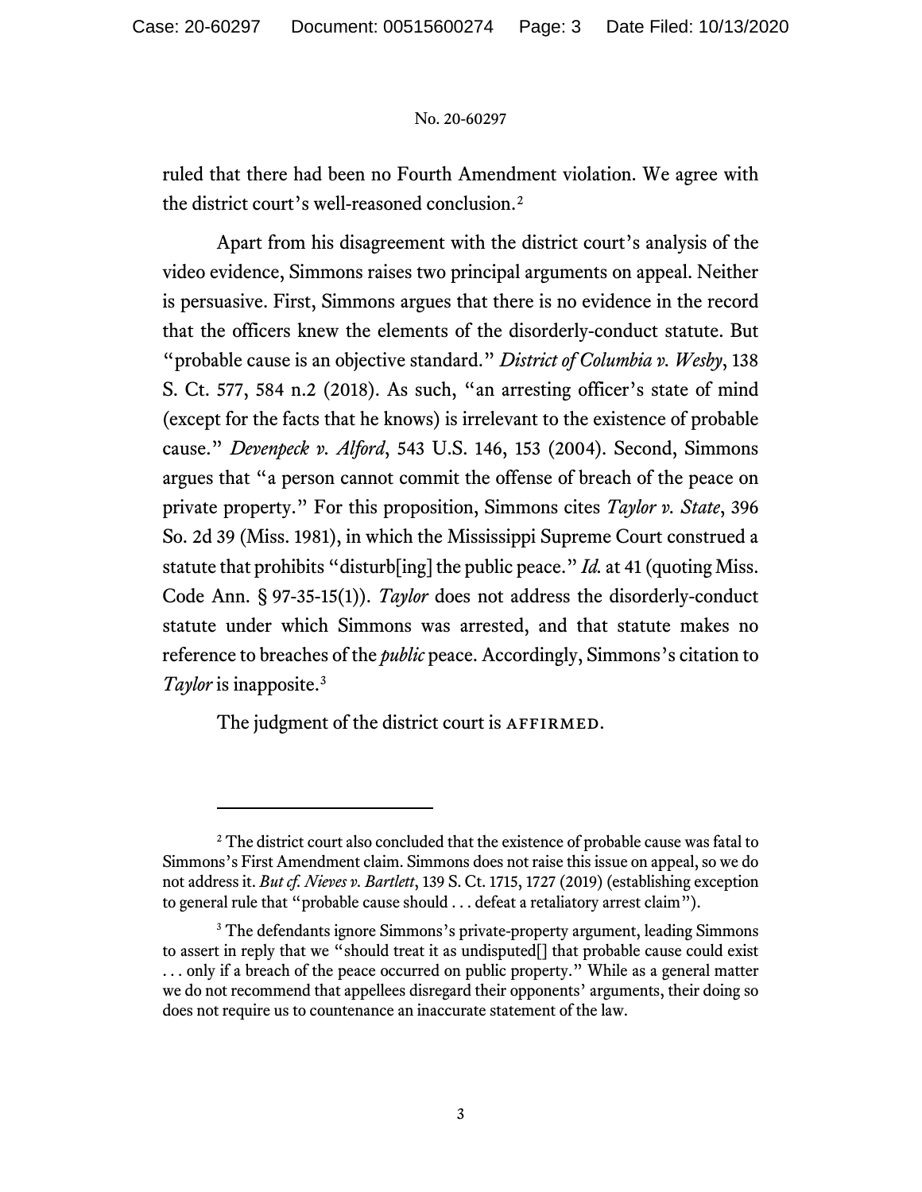ruled that there had been no Fourth Amendment violation. We agree with the district court's well-reasoned conclusion.[2]

Apart from his disagreement with the district court's analysis of the video evidence, Simmons raises two principal arguments on appeal. Neither is persuasive. First, Simmons argues that there is no evidence in the record that the officers knew the elements of the disorderly-conduct statute. But "probable cause is an objective standard." *District of Columbia v. Wesby*, 138 S. Ct. 577, 584 n.2 (2018). As such, "an arresting officer's state of mind (except for the facts that he knows) is irrelevant to the existence of probable cause." *Devenpeck v. Alford*, 543 U.S. 146, 153 (2004). Second, Simmons argues that "a person cannot commit the offense of breach of the peace on private property." For this proposition, Simmons cites *Taylor v. State*, 396 So. 2d 39 (Miss. 1981), in which the Mississippi Supreme Court construed a statute that prohibits "disturb[ing] the public peace." *Id.* at 41 (quoting Miss. Code Ann. § 97-35-15(1)). *Taylor* does not address the disorderly-conduct statute under which Simmons was arrested, and that statute makes no reference to breaches of the *public* peace. Accordingly, Simmons's citation to *Taylor* is inapposite.[3]

The judgment of the district court is AFFIRMED.

---

[2] The district court also concluded that the existence of probable cause was fatal to Simmons's First Amendment claim. Simmons does not raise this issue on appeal, so we do not address it. *But cf. Nieves v. Bartlett*, 139 S. Ct. 1715, 1727 (2019) (establishing exception to general rule that "probable cause should . . . defeat a retaliatory arrest claim").

[3] The defendants ignore Simmons's private-property argument, leading Simmons to assert in reply that we "should treat it as undisputed[] that probable cause could exist . . . only if a breach of the peace occurred on public property." While as a general matter we do not recommend that appellees disregard their opponents' arguments, their doing so does not require us to countenance an inaccurate statement of the law.